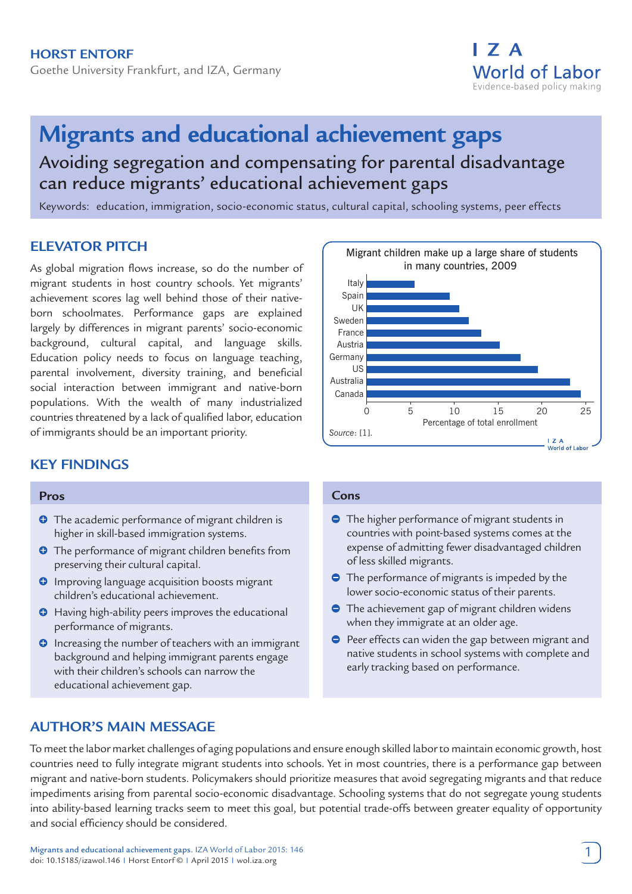**HORST ENTORF**
Goethe University Frankfurt, and IZA, Germany

# Migrants and educational achievement gaps

## Avoiding segregation and compensating for parental disadvantage can reduce migrants' educational achievement gaps

Keywords: education, immigration, socio-economic status, cultural capital, schooling systems, peer effects

## ELEVATOR PITCH

As global migration flows increase, so do the number of migrant students in host country schools. Yet migrants' achievement scores lag well behind those of native-born schoolmates. Performance gaps are explained largely by differences in migrant parents' socio-economic background, cultural capital, and language skills. Education policy needs to focus on language teaching, parental involvement, diversity training, and beneficial social interaction between immigrant and native-born populations. With the wealth of many industrialized countries threatened by a lack of qualified labor, education of immigrants should be an important priority.

Migrant children make up a large share of students in many countries, 2009

| Country | Percentage of total enrollment (approx.) |
|---|---|
| Italy | 5.5 |
| Spain | 9.5 |
| UK | 10.5 |
| Sweden | 11.5 |
| France | 13 |
| Austria | 15 |
| Germany | 17.5 |
| US | 19.5 |
| Australia | 23 |
| Canada | 24.5 |

*Source*: [1].

## KEY FINDINGS

### Pros

- The academic performance of migrant children is higher in skill-based immigration systems.
- The performance of migrant children benefits from preserving their cultural capital.
- Improving language acquisition boosts migrant children's educational achievement.
- Having high-ability peers improves the educational performance of migrants.
- Increasing the number of teachers with an immigrant background and helping immigrant parents engage with their children's schools can narrow the educational achievement gap.

### Cons

- The higher performance of migrant students in countries with point-based systems comes at the expense of admitting fewer disadvantaged children of less skilled migrants.
- The performance of migrants is impeded by the lower socio-economic status of their parents.
- The achievement gap of migrant children widens when they immigrate at an older age.
- Peer effects can widen the gap between migrant and native students in school systems with complete and early tracking based on performance.

## AUTHOR'S MAIN MESSAGE

To meet the labor market challenges of aging populations and ensure enough skilled labor to maintain economic growth, host countries need to fully integrate migrant students into schools. Yet in most countries, there is a performance gap between migrant and native-born students. Policymakers should prioritize measures that avoid segregating migrants and that reduce impediments arising from parental socio-economic disadvantage. Schooling systems that do not segregate young students into ability-based learning tracks seem to meet this goal, but potential trade-offs between greater equality of opportunity and social efficiency should be considered.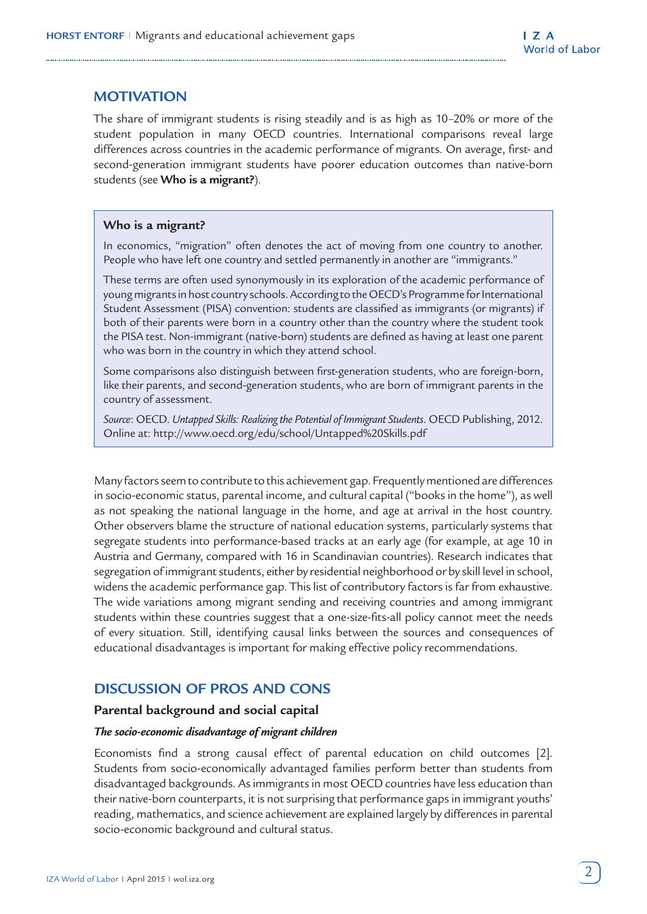## MOTIVATION

The share of immigrant students is rising steadily and is as high as 10–20% or more of the student population in many OECD countries. International comparisons reveal large differences across countries in the academic performance of migrants. On average, first- and second-generation immigrant students have poorer education outcomes than native-born students (see **Who is a migrant?**).

> **Who is a migrant?**
>
> In economics, "migration" often denotes the act of moving from one country to another. People who have left one country and settled permanently in another are "immigrants."
>
> These terms are often used synonymously in its exploration of the academic performance of young migrants in host country schools. According to the OECD's Programme for International Student Assessment (PISA) convention: students are classified as immigrants (or migrants) if both of their parents were born in a country other than the country where the student took the PISA test. Non-immigrant (native-born) students are defined as having at least one parent who was born in the country in which they attend school.
>
> Some comparisons also distinguish between first-generation students, who are foreign-born, like their parents, and second-generation students, who are born of immigrant parents in the country of assessment.
>
> *Source*: OECD. *Untapped Skills: Realizing the Potential of Immigrant Students*. OECD Publishing, 2012. Online at: http://www.oecd.org/edu/school/Untapped%20Skills.pdf

Many factors seem to contribute to this achievement gap. Frequently mentioned are differences in socio-economic status, parental income, and cultural capital ("books in the home"), as well as not speaking the national language in the home, and age at arrival in the host country. Other observers blame the structure of national education systems, particularly systems that segregate students into performance-based tracks at an early age (for example, at age 10 in Austria and Germany, compared with 16 in Scandinavian countries). Research indicates that segregation of immigrant students, either by residential neighborhood or by skill level in school, widens the academic performance gap. This list of contributory factors is far from exhaustive. The wide variations among migrant sending and receiving countries and among immigrant students within these countries suggest that a one-size-fits-all policy cannot meet the needs of every situation. Still, identifying causal links between the sources and consequences of educational disadvantages is important for making effective policy recommendations.

## DISCUSSION OF PROS AND CONS

### Parental background and social capital

#### *The socio-economic disadvantage of migrant children*

Economists find a strong causal effect of parental education on child outcomes [2]. Students from socio-economically advantaged families perform better than students from disadvantaged backgrounds. As immigrants in most OECD countries have less education than their native-born counterparts, it is not surprising that performance gaps in immigrant youths' reading, mathematics, and science achievement are explained largely by differences in parental socio-economic background and cultural status.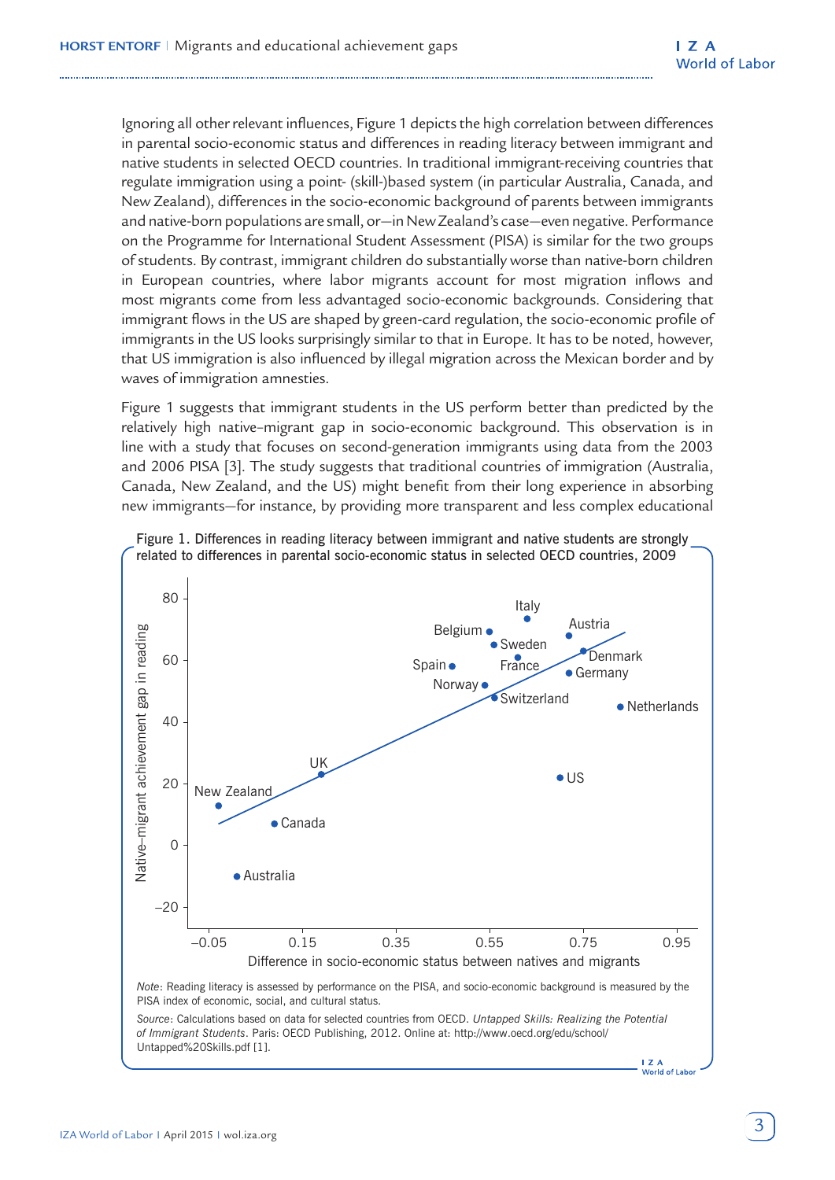Ignoring all other relevant influences, Figure 1 depicts the high correlation between differences in parental socio-economic status and differences in reading literacy between immigrant and native students in selected OECD countries. In traditional immigrant-receiving countries that regulate immigration using a point- (skill-)based system (in particular Australia, Canada, and New Zealand), differences in the socio-economic background of parents between immigrants and native-born populations are small, or—in New Zealand's case—even negative. Performance on the Programme for International Student Assessment (PISA) is similar for the two groups of students. By contrast, immigrant children do substantially worse than native-born children in European countries, where labor migrants account for most migration inflows and most migrants come from less advantaged socio-economic backgrounds. Considering that immigrant flows in the US are shaped by green-card regulation, the socio-economic profile of immigrants in the US looks surprisingly similar to that in Europe. It has to be noted, however, that US immigration is also influenced by illegal migration across the Mexican border and by waves of immigration amnesties.

Figure 1 suggests that immigrant students in the US perform better than predicted by the relatively high native–migrant gap in socio-economic background. This observation is in line with a study that focuses on second-generation immigrants using data from the 2003 and 2006 PISA [3]. The study suggests that traditional countries of immigration (Australia, Canada, New Zealand, and the US) might benefit from their long experience in absorbing new immigrants—for instance, by providing more transparent and less complex educational

Figure 1. Differences in reading literacy between immigrant and native students are strongly related to differences in parental socio-economic status in selected OECD countries, 2009

*Note*: Reading literacy is assessed by performance on the PISA, and socio-economic background is measured by the PISA index of economic, social, and cultural status.

*Source*: Calculations based on data for selected countries from OECD. *Untapped Skills: Realizing the Potential of Immigrant Students*. Paris: OECD Publishing, 2012. Online at: http://www.oecd.org/edu/school/Untapped%20Skills.pdf [1].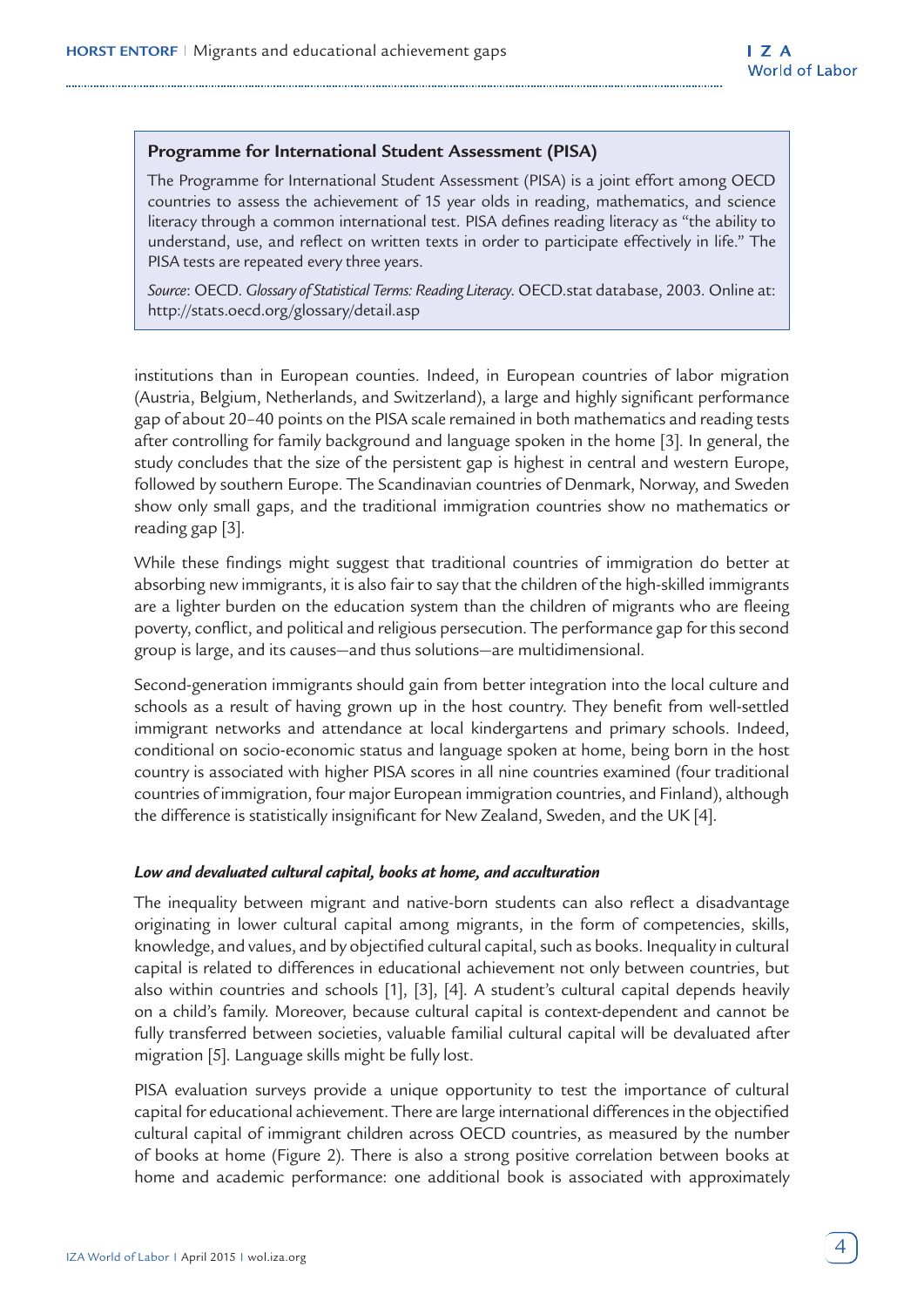> **Programme for International Student Assessment (PISA)**
>
> The Programme for International Student Assessment (PISA) is a joint effort among OECD countries to assess the achievement of 15 year olds in reading, mathematics, and science literacy through a common international test. PISA defines reading literacy as "the ability to understand, use, and reflect on written texts in order to participate effectively in life." The PISA tests are repeated every three years.
>
> *Source*: OECD. *Glossary of Statistical Terms: Reading Literacy*. OECD.stat database, 2003. Online at: http://stats.oecd.org/glossary/detail.asp

institutions than in European counties. Indeed, in European countries of labor migration (Austria, Belgium, Netherlands, and Switzerland), a large and highly significant performance gap of about 20–40 points on the PISA scale remained in both mathematics and reading tests after controlling for family background and language spoken in the home [3]. In general, the study concludes that the size of the persistent gap is highest in central and western Europe, followed by southern Europe. The Scandinavian countries of Denmark, Norway, and Sweden show only small gaps, and the traditional immigration countries show no mathematics or reading gap [3].

While these findings might suggest that traditional countries of immigration do better at absorbing new immigrants, it is also fair to say that the children of the high-skilled immigrants are a lighter burden on the education system than the children of migrants who are fleeing poverty, conflict, and political and religious persecution. The performance gap for this second group is large, and its causes—and thus solutions—are multidimensional.

Second-generation immigrants should gain from better integration into the local culture and schools as a result of having grown up in the host country. They benefit from well-settled immigrant networks and attendance at local kindergartens and primary schools. Indeed, conditional on socio-economic status and language spoken at home, being born in the host country is associated with higher PISA scores in all nine countries examined (four traditional countries of immigration, four major European immigration countries, and Finland), although the difference is statistically insignificant for New Zealand, Sweden, and the UK [4].

#### *Low and devaluated cultural capital, books at home, and acculturation*

The inequality between migrant and native-born students can also reflect a disadvantage originating in lower cultural capital among migrants, in the form of competencies, skills, knowledge, and values, and by objectified cultural capital, such as books. Inequality in cultural capital is related to differences in educational achievement not only between countries, but also within countries and schools [1], [3], [4]. A student's cultural capital depends heavily on a child's family. Moreover, because cultural capital is context-dependent and cannot be fully transferred between societies, valuable familial cultural capital will be devaluated after migration [5]. Language skills might be fully lost.

PISA evaluation surveys provide a unique opportunity to test the importance of cultural capital for educational achievement. There are large international differences in the objectified cultural capital of immigrant children across OECD countries, as measured by the number of books at home (Figure 2). There is also a strong positive correlation between books at home and academic performance: one additional book is associated with approximately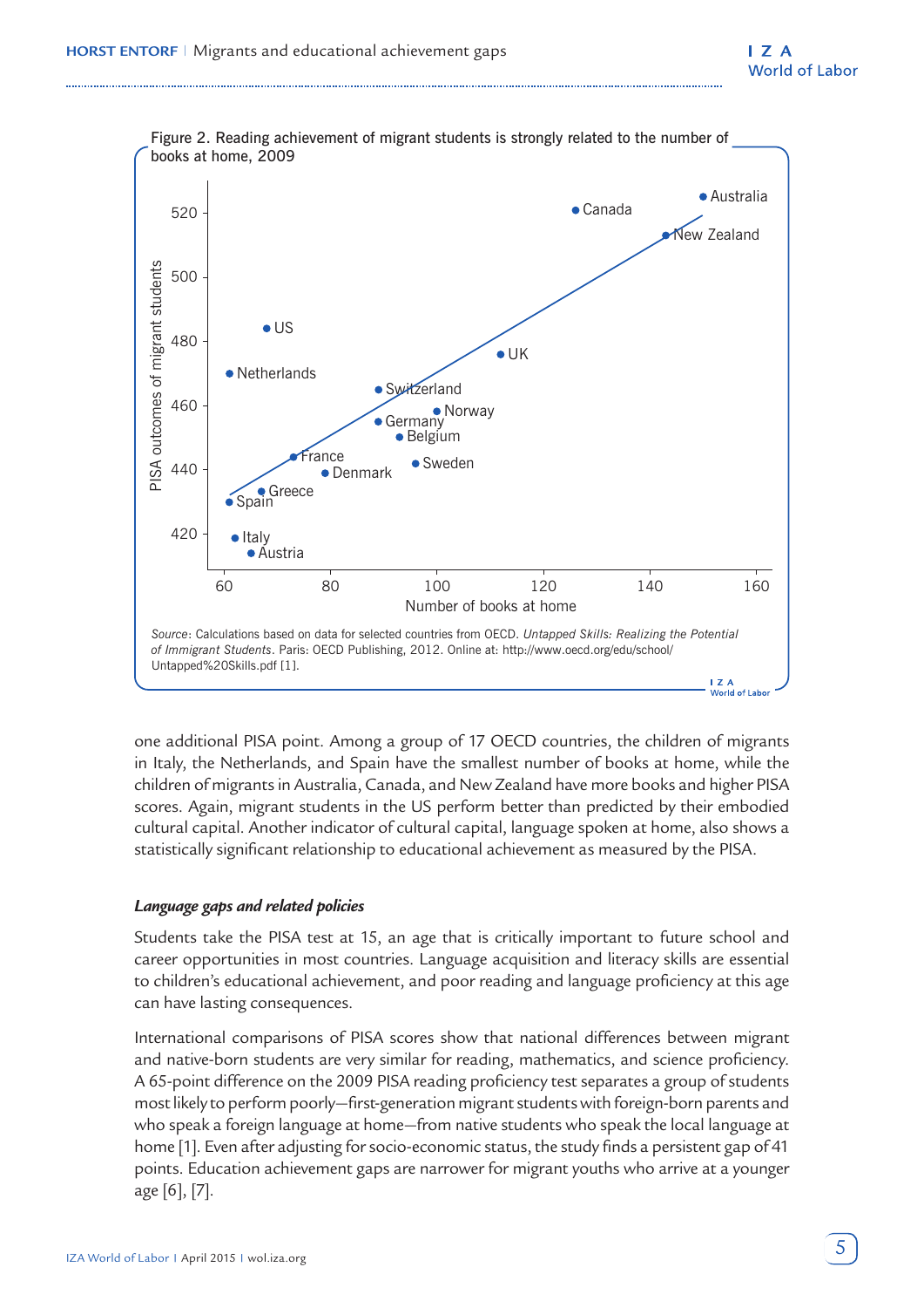Figure 2. Reading achievement of migrant students is strongly related to the number of books at home, 2009

*Source*: Calculations based on data for selected countries from OECD. *Untapped Skills: Realizing the Potential of Immigrant Students*. Paris: OECD Publishing, 2012. Online at: http://www.oecd.org/edu/school/Untapped%20Skills.pdf [1].

one additional PISA point. Among a group of 17 OECD countries, the children of migrants in Italy, the Netherlands, and Spain have the smallest number of books at home, while the children of migrants in Australia, Canada, and New Zealand have more books and higher PISA scores. Again, migrant students in the US perform better than predicted by their embodied cultural capital. Another indicator of cultural capital, language spoken at home, also shows a statistically significant relationship to educational achievement as measured by the PISA.

### *Language gaps and related policies*

Students take the PISA test at 15, an age that is critically important to future school and career opportunities in most countries. Language acquisition and literacy skills are essential to children's educational achievement, and poor reading and language proficiency at this age can have lasting consequences.

International comparisons of PISA scores show that national differences between migrant and native-born students are very similar for reading, mathematics, and science proficiency. A 65-point difference on the 2009 PISA reading proficiency test separates a group of students most likely to perform poorly—first-generation migrant students with foreign-born parents and who speak a foreign language at home—from native students who speak the local language at home [1]. Even after adjusting for socio-economic status, the study finds a persistent gap of 41 points. Education achievement gaps are narrower for migrant youths who arrive at a younger age [6], [7].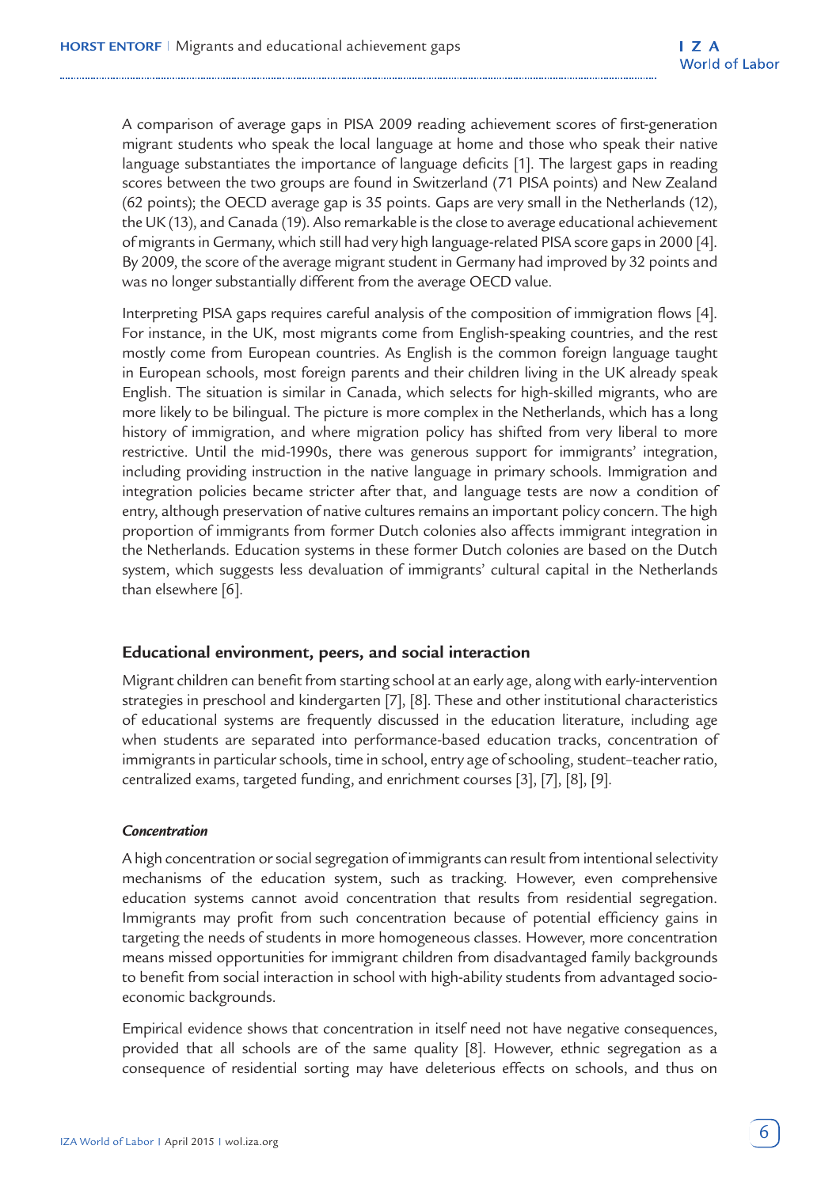A comparison of average gaps in PISA 2009 reading achievement scores of first-generation migrant students who speak the local language at home and those who speak their native language substantiates the importance of language deficits [1]. The largest gaps in reading scores between the two groups are found in Switzerland (71 PISA points) and New Zealand (62 points); the OECD average gap is 35 points. Gaps are very small in the Netherlands (12), the UK (13), and Canada (19). Also remarkable is the close to average educational achievement of migrants in Germany, which still had very high language-related PISA score gaps in 2000 [4]. By 2009, the score of the average migrant student in Germany had improved by 32 points and was no longer substantially different from the average OECD value.

Interpreting PISA gaps requires careful analysis of the composition of immigration flows [4]. For instance, in the UK, most migrants come from English-speaking countries, and the rest mostly come from European countries. As English is the common foreign language taught in European schools, most foreign parents and their children living in the UK already speak English. The situation is similar in Canada, which selects for high-skilled migrants, who are more likely to be bilingual. The picture is more complex in the Netherlands, which has a long history of immigration, and where migration policy has shifted from very liberal to more restrictive. Until the mid-1990s, there was generous support for immigrants' integration, including providing instruction in the native language in primary schools. Immigration and integration policies became stricter after that, and language tests are now a condition of entry, although preservation of native cultures remains an important policy concern. The high proportion of immigrants from former Dutch colonies also affects immigrant integration in the Netherlands. Education systems in these former Dutch colonies are based on the Dutch system, which suggests less devaluation of immigrants' cultural capital in the Netherlands than elsewhere [6].

## Educational environment, peers, and social interaction

Migrant children can benefit from starting school at an early age, along with early-intervention strategies in preschool and kindergarten [7], [8]. These and other institutional characteristics of educational systems are frequently discussed in the education literature, including age when students are separated into performance-based education tracks, concentration of immigrants in particular schools, time in school, entry age of schooling, student–teacher ratio, centralized exams, targeted funding, and enrichment courses [3], [7], [8], [9].

### *Concentration*

A high concentration or social segregation of immigrants can result from intentional selectivity mechanisms of the education system, such as tracking. However, even comprehensive education systems cannot avoid concentration that results from residential segregation. Immigrants may profit from such concentration because of potential efficiency gains in targeting the needs of students in more homogeneous classes. However, more concentration means missed opportunities for immigrant children from disadvantaged family backgrounds to benefit from social interaction in school with high-ability students from advantaged socio-economic backgrounds.

Empirical evidence shows that concentration in itself need not have negative consequences, provided that all schools are of the same quality [8]. However, ethnic segregation as a consequence of residential sorting may have deleterious effects on schools, and thus on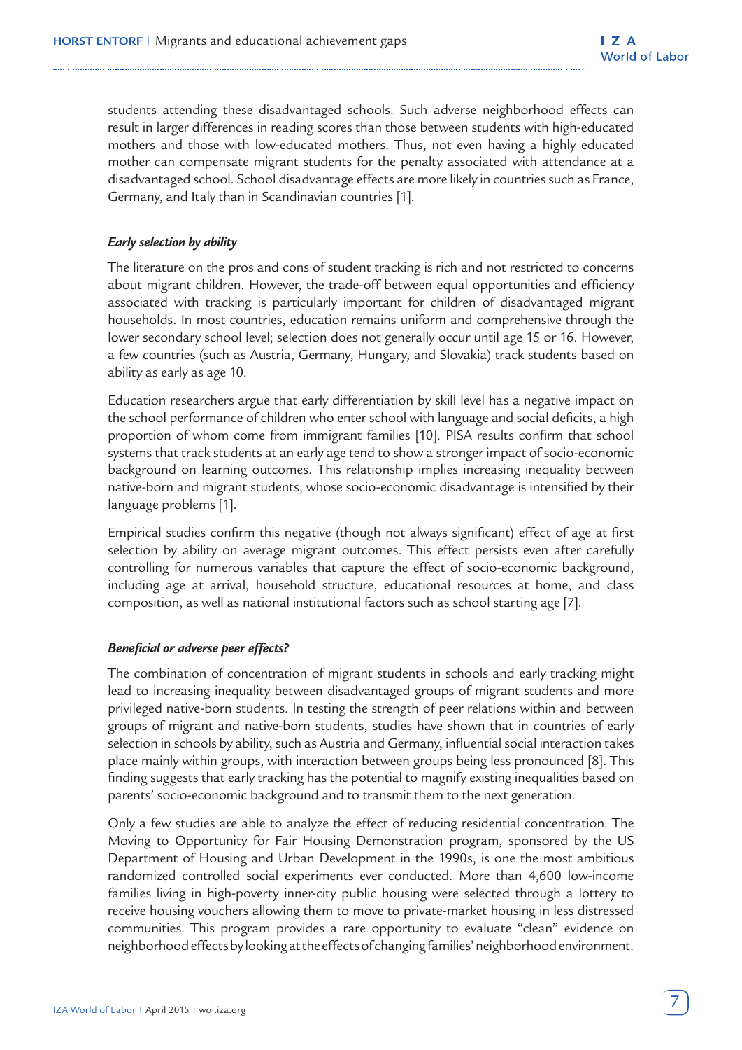students attending these disadvantaged schools. Such adverse neighborhood effects can result in larger differences in reading scores than those between students with high-educated mothers and those with low-educated mothers. Thus, not even having a highly educated mother can compensate migrant students for the penalty associated with attendance at a disadvantaged school. School disadvantage effects are more likely in countries such as France, Germany, and Italy than in Scandinavian countries [1].

### *Early selection by ability*

The literature on the pros and cons of student tracking is rich and not restricted to concerns about migrant children. However, the trade-off between equal opportunities and efficiency associated with tracking is particularly important for children of disadvantaged migrant households. In most countries, education remains uniform and comprehensive through the lower secondary school level; selection does not generally occur until age 15 or 16. However, a few countries (such as Austria, Germany, Hungary, and Slovakia) track students based on ability as early as age 10.

Education researchers argue that early differentiation by skill level has a negative impact on the school performance of children who enter school with language and social deficits, a high proportion of whom come from immigrant families [10]. PISA results confirm that school systems that track students at an early age tend to show a stronger impact of socio-economic background on learning outcomes. This relationship implies increasing inequality between native-born and migrant students, whose socio-economic disadvantage is intensified by their language problems [1].

Empirical studies confirm this negative (though not always significant) effect of age at first selection by ability on average migrant outcomes. This effect persists even after carefully controlling for numerous variables that capture the effect of socio-economic background, including age at arrival, household structure, educational resources at home, and class composition, as well as national institutional factors such as school starting age [7].

### *Beneficial or adverse peer effects?*

The combination of concentration of migrant students in schools and early tracking might lead to increasing inequality between disadvantaged groups of migrant students and more privileged native-born students. In testing the strength of peer relations within and between groups of migrant and native-born students, studies have shown that in countries of early selection in schools by ability, such as Austria and Germany, influential social interaction takes place mainly within groups, with interaction between groups being less pronounced [8]. This finding suggests that early tracking has the potential to magnify existing inequalities based on parents' socio-economic background and to transmit them to the next generation.

Only a few studies are able to analyze the effect of reducing residential concentration. The Moving to Opportunity for Fair Housing Demonstration program, sponsored by the US Department of Housing and Urban Development in the 1990s, is one the most ambitious randomized controlled social experiments ever conducted. More than 4,600 low-income families living in high-poverty inner-city public housing were selected through a lottery to receive housing vouchers allowing them to move to private-market housing in less distressed communities. This program provides a rare opportunity to evaluate "clean" evidence on neighborhood effects by looking at the effects of changing families' neighborhood environment.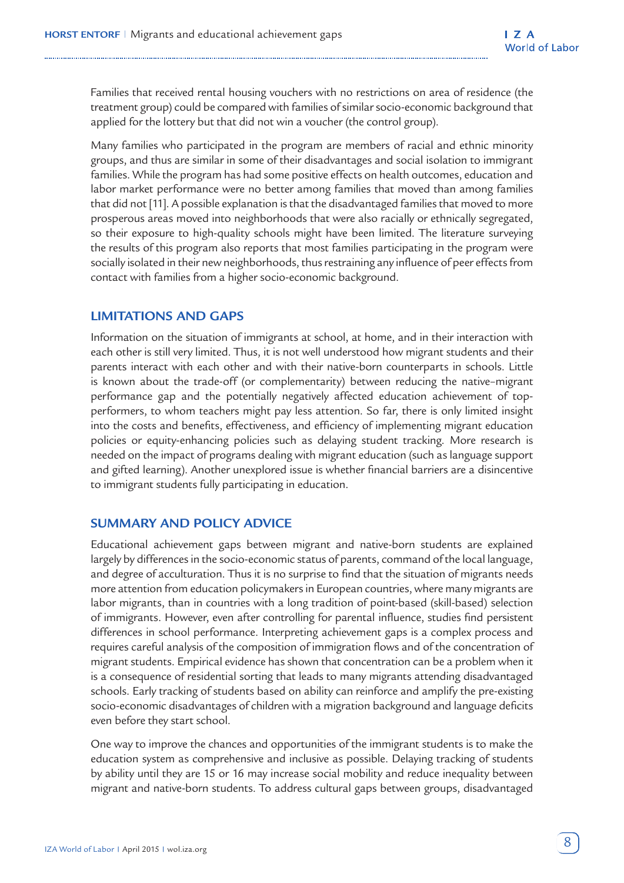Families that received rental housing vouchers with no restrictions on area of residence (the treatment group) could be compared with families of similar socio-economic background that applied for the lottery but that did not win a voucher (the control group).

Many families who participated in the program are members of racial and ethnic minority groups, and thus are similar in some of their disadvantages and social isolation to immigrant families. While the program has had some positive effects on health outcomes, education and labor market performance were no better among families that moved than among families that did not [11]. A possible explanation is that the disadvantaged families that moved to more prosperous areas moved into neighborhoods that were also racially or ethnically segregated, so their exposure to high-quality schools might have been limited. The literature surveying the results of this program also reports that most families participating in the program were socially isolated in their new neighborhoods, thus restraining any influence of peer effects from contact with families from a higher socio-economic background.

## LIMITATIONS AND GAPS

Information on the situation of immigrants at school, at home, and in their interaction with each other is still very limited. Thus, it is not well understood how migrant students and their parents interact with each other and with their native-born counterparts in schools. Little is known about the trade-off (or complementarity) between reducing the native–migrant performance gap and the potentially negatively affected education achievement of top-performers, to whom teachers might pay less attention. So far, there is only limited insight into the costs and benefits, effectiveness, and efficiency of implementing migrant education policies or equity-enhancing policies such as delaying student tracking. More research is needed on the impact of programs dealing with migrant education (such as language support and gifted learning). Another unexplored issue is whether financial barriers are a disincentive to immigrant students fully participating in education.

## SUMMARY AND POLICY ADVICE

Educational achievement gaps between migrant and native-born students are explained largely by differences in the socio-economic status of parents, command of the local language, and degree of acculturation. Thus it is no surprise to find that the situation of migrants needs more attention from education policymakers in European countries, where many migrants are labor migrants, than in countries with a long tradition of point-based (skill-based) selection of immigrants. However, even after controlling for parental influence, studies find persistent differences in school performance. Interpreting achievement gaps is a complex process and requires careful analysis of the composition of immigration flows and of the concentration of migrant students. Empirical evidence has shown that concentration can be a problem when it is a consequence of residential sorting that leads to many migrants attending disadvantaged schools. Early tracking of students based on ability can reinforce and amplify the pre-existing socio-economic disadvantages of children with a migration background and language deficits even before they start school.

One way to improve the chances and opportunities of the immigrant students is to make the education system as comprehensive and inclusive as possible. Delaying tracking of students by ability until they are 15 or 16 may increase social mobility and reduce inequality between migrant and native-born students. To address cultural gaps between groups, disadvantaged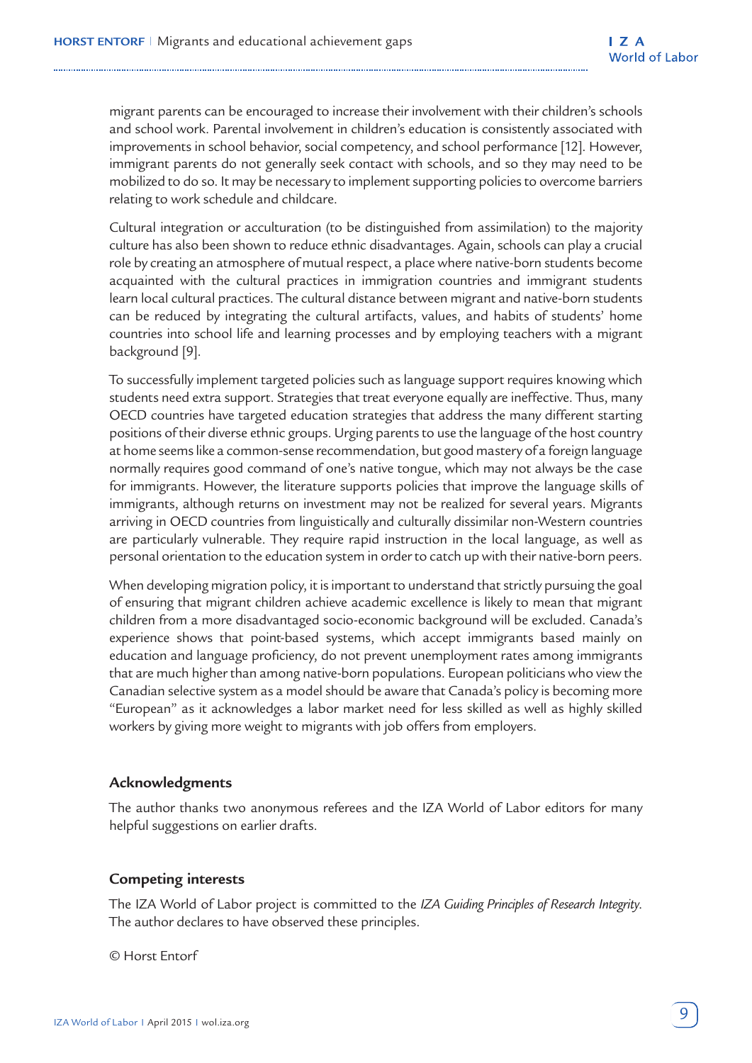migrant parents can be encouraged to increase their involvement with their children's schools and school work. Parental involvement in children's education is consistently associated with improvements in school behavior, social competency, and school performance [12]. However, immigrant parents do not generally seek contact with schools, and so they may need to be mobilized to do so. It may be necessary to implement supporting policies to overcome barriers relating to work schedule and childcare.

Cultural integration or acculturation (to be distinguished from assimilation) to the majority culture has also been shown to reduce ethnic disadvantages. Again, schools can play a crucial role by creating an atmosphere of mutual respect, a place where native-born students become acquainted with the cultural practices in immigration countries and immigrant students learn local cultural practices. The cultural distance between migrant and native-born students can be reduced by integrating the cultural artifacts, values, and habits of students' home countries into school life and learning processes and by employing teachers with a migrant background [9].

To successfully implement targeted policies such as language support requires knowing which students need extra support. Strategies that treat everyone equally are ineffective. Thus, many OECD countries have targeted education strategies that address the many different starting positions of their diverse ethnic groups. Urging parents to use the language of the host country at home seems like a common-sense recommendation, but good mastery of a foreign language normally requires good command of one's native tongue, which may not always be the case for immigrants. However, the literature supports policies that improve the language skills of immigrants, although returns on investment may not be realized for several years. Migrants arriving in OECD countries from linguistically and culturally dissimilar non-Western countries are particularly vulnerable. They require rapid instruction in the local language, as well as personal orientation to the education system in order to catch up with their native-born peers.

When developing migration policy, it is important to understand that strictly pursuing the goal of ensuring that migrant children achieve academic excellence is likely to mean that migrant children from a more disadvantaged socio-economic background will be excluded. Canada's experience shows that point-based systems, which accept immigrants based mainly on education and language proficiency, do not prevent unemployment rates among immigrants that are much higher than among native-born populations. European politicians who view the Canadian selective system as a model should be aware that Canada's policy is becoming more "European" as it acknowledges a labor market need for less skilled as well as highly skilled workers by giving more weight to migrants with job offers from employers.

## Acknowledgments

The author thanks two anonymous referees and the IZA World of Labor editors for many helpful suggestions on earlier drafts.

## Competing interests

The IZA World of Labor project is committed to the *IZA Guiding Principles of Research Integrity*. The author declares to have observed these principles.

© Horst Entorf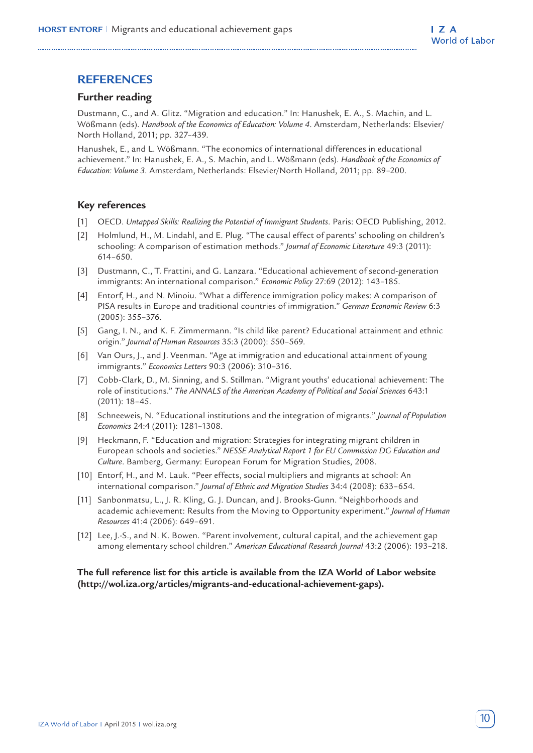## REFERENCES

### Further reading

Dustmann, C., and A. Glitz. "Migration and education." In: Hanushek, E. A., S. Machin, and L. Wößmann (eds). *Handbook of the Economics of Education: Volume 4*. Amsterdam, Netherlands: Elsevier/North Holland, 2011; pp. 327–439.

Hanushek, E., and L. Wößmann. "The economics of international differences in educational achievement." In: Hanushek, E. A., S. Machin, and L. Wößmann (eds). *Handbook of the Economics of Education: Volume 3*. Amsterdam, Netherlands: Elsevier/North Holland, 2011; pp. 89–200.

### Key references

[1] OECD. *Untapped Skills: Realizing the Potential of Immigrant Students*. Paris: OECD Publishing, 2012.

[2] Holmlund, H., M. Lindahl, and E. Plug. "The causal effect of parents' schooling on children's schooling: A comparison of estimation methods." *Journal of Economic Literature* 49:3 (2011): 614–650.

[3] Dustmann, C., T. Frattini, and G. Lanzara. "Educational achievement of second-generation immigrants: An international comparison." *Economic Policy* 27:69 (2012): 143–185.

[4] Entorf, H., and N. Minoiu. "What a difference immigration policy makes: A comparison of PISA results in Europe and traditional countries of immigration." *German Economic Review* 6:3 (2005): 355–376.

[5] Gang, I. N., and K. F. Zimmermann. "Is child like parent? Educational attainment and ethnic origin." *Journal of Human Resources* 35:3 (2000): 550–569.

[6] Van Ours, J., and J. Veenman. "Age at immigration and educational attainment of young immigrants." *Economics Letters* 90:3 (2006): 310–316.

[7] Cobb-Clark, D., M. Sinning, and S. Stillman. "Migrant youths' educational achievement: The role of institutions." *The ANNALS of the American Academy of Political and Social Sciences* 643:1 (2011): 18–45.

[8] Schneeweis, N. "Educational institutions and the integration of migrants." *Journal of Population Economics* 24:4 (2011): 1281–1308.

[9] Heckmann, F. "Education and migration: Strategies for integrating migrant children in European schools and societies." *NESSE Analytical Report 1 for EU Commission DG Education and Culture*. Bamberg, Germany: European Forum for Migration Studies, 2008.

[10] Entorf, H., and M. Lauk. "Peer effects, social multipliers and migrants at school: An international comparison." *Journal of Ethnic and Migration Studies* 34:4 (2008): 633–654.

[11] Sanbonmatsu, L., J. R. Kling, G. J. Duncan, and J. Brooks-Gunn. "Neighborhoods and academic achievement: Results from the Moving to Opportunity experiment." *Journal of Human Resources* 41:4 (2006): 649–691.

[12] Lee, J.-S., and N. K. Bowen. "Parent involvement, cultural capital, and the achievement gap among elementary school children." *American Educational Research Journal* 43:2 (2006): 193–218.

**The full reference list for this article is available from the IZA World of Labor website (http://wol.iza.org/articles/migrants-and-educational-achievement-gaps).**